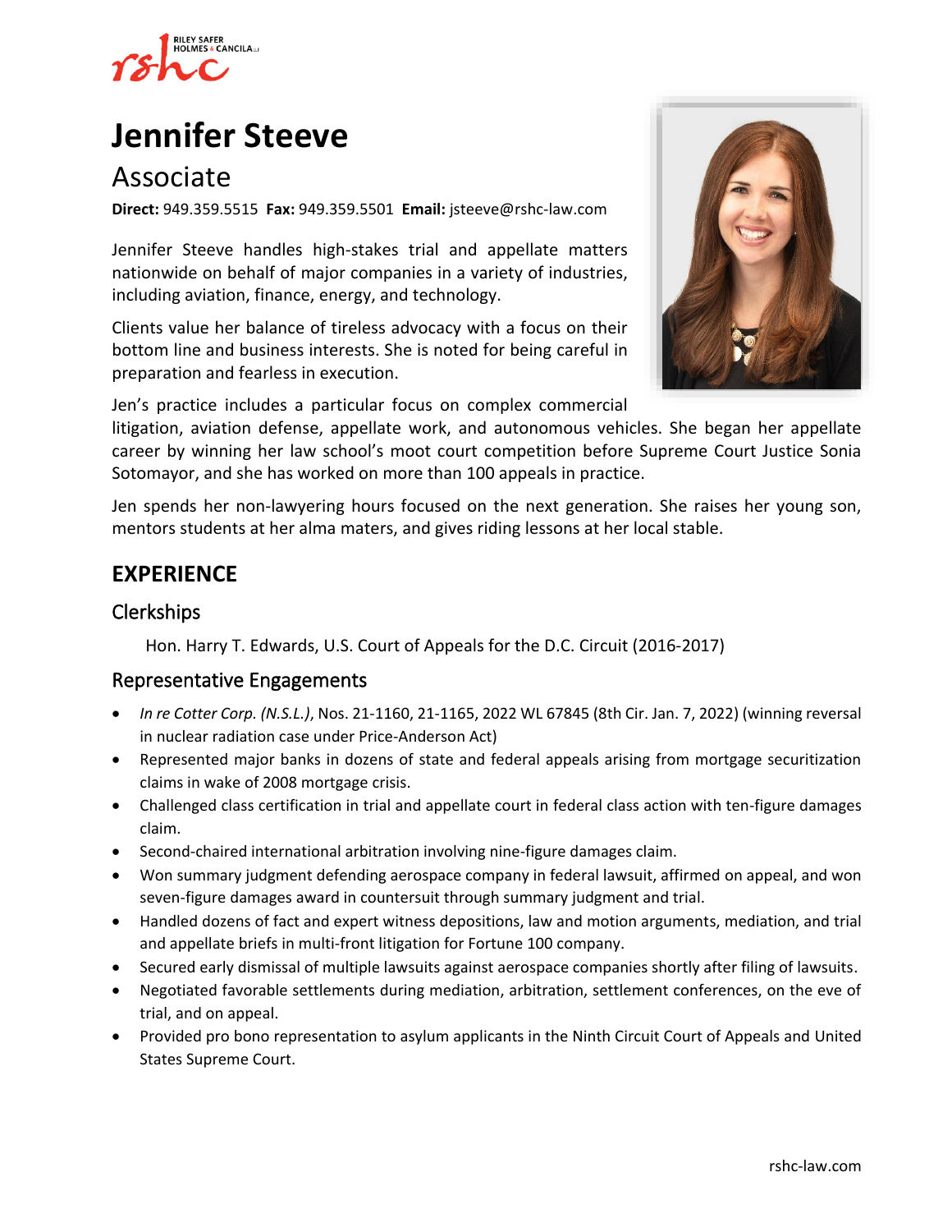# Jennifer Steeve

## Associate

**Direct:** 949.359.5515 **Fax:** 949.359.5501 **Email:** jsteeve@rshc-law.com

Jennifer Steeve handles high-stakes trial and appellate matters nationwide on behalf of major companies in a variety of industries, including aviation, finance, energy, and technology.

Clients value her balance of tireless advocacy with a focus on their bottom line and business interests. She is noted for being careful in preparation and fearless in execution.

Jen's practice includes a particular focus on complex commercial litigation, aviation defense, appellate work, and autonomous vehicles. She began her appellate career by winning her law school's moot court competition before Supreme Court Justice Sonia Sotomayor, and she has worked on more than 100 appeals in practice.

Jen spends her non-lawyering hours focused on the next generation. She raises her young son, mentors students at her alma maters, and gives riding lessons at her local stable.

## EXPERIENCE

### Clerkships

Hon. Harry T. Edwards, U.S. Court of Appeals for the D.C. Circuit (2016-2017)

### Representative Engagements

- *In re Cotter Corp. (N.S.L.)*, Nos. 21-1160, 21-1165, 2022 WL 67845 (8th Cir. Jan. 7, 2022) (winning reversal in nuclear radiation case under Price-Anderson Act)
- Represented major banks in dozens of state and federal appeals arising from mortgage securitization claims in wake of 2008 mortgage crisis.
- Challenged class certification in trial and appellate court in federal class action with ten-figure damages claim.
- Second-chaired international arbitration involving nine-figure damages claim.
- Won summary judgment defending aerospace company in federal lawsuit, affirmed on appeal, and won seven-figure damages award in countersuit through summary judgment and trial.
- Handled dozens of fact and expert witness depositions, law and motion arguments, mediation, and trial and appellate briefs in multi-front litigation for Fortune 100 company.
- Secured early dismissal of multiple lawsuits against aerospace companies shortly after filing of lawsuits.
- Negotiated favorable settlements during mediation, arbitration, settlement conferences, on the eve of trial, and on appeal.
- Provided pro bono representation to asylum applicants in the Ninth Circuit Court of Appeals and United States Supreme Court.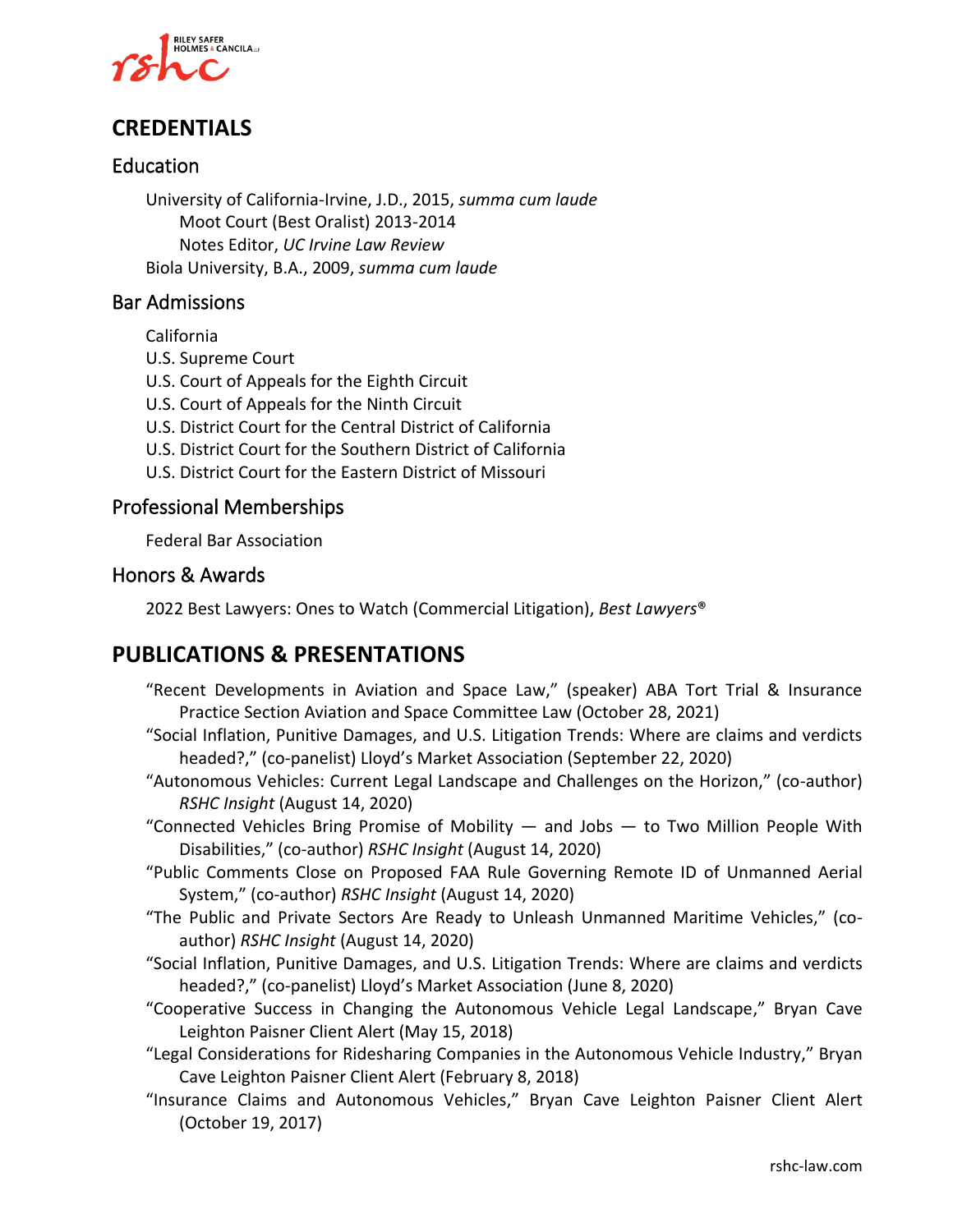## CREDENTIALS

### Education

University of California-Irvine, J.D., 2015, *summa cum laude*
- Moot Court (Best Oralist) 2013-2014
- Notes Editor, *UC Irvine Law Review*

Biola University, B.A., 2009, *summa cum laude*

### Bar Admissions

- California
- U.S. Supreme Court
- U.S. Court of Appeals for the Eighth Circuit
- U.S. Court of Appeals for the Ninth Circuit
- U.S. District Court for the Central District of California
- U.S. District Court for the Southern District of California
- U.S. District Court for the Eastern District of Missouri

### Professional Memberships

Federal Bar Association

### Honors & Awards

2022 Best Lawyers: Ones to Watch (Commercial Litigation), *Best Lawyers®*

## PUBLICATIONS & PRESENTATIONS

- "Recent Developments in Aviation and Space Law," (speaker) ABA Tort Trial & Insurance Practice Section Aviation and Space Committee Law (October 28, 2021)
- "Social Inflation, Punitive Damages, and U.S. Litigation Trends: Where are claims and verdicts headed?," (co-panelist) Lloyd's Market Association (September 22, 2020)
- "Autonomous Vehicles: Current Legal Landscape and Challenges on the Horizon," (co-author) *RSHC Insight* (August 14, 2020)
- "Connected Vehicles Bring Promise of Mobility — and Jobs — to Two Million People With Disabilities," (co-author) *RSHC Insight* (August 14, 2020)
- "Public Comments Close on Proposed FAA Rule Governing Remote ID of Unmanned Aerial System," (co-author) *RSHC Insight* (August 14, 2020)
- "The Public and Private Sectors Are Ready to Unleash Unmanned Maritime Vehicles," (co-author) *RSHC Insight* (August 14, 2020)
- "Social Inflation, Punitive Damages, and U.S. Litigation Trends: Where are claims and verdicts headed?," (co-panelist) Lloyd's Market Association (June 8, 2020)
- "Cooperative Success in Changing the Autonomous Vehicle Legal Landscape," Bryan Cave Leighton Paisner Client Alert (May 15, 2018)
- "Legal Considerations for Ridesharing Companies in the Autonomous Vehicle Industry," Bryan Cave Leighton Paisner Client Alert (February 8, 2018)
- "Insurance Claims and Autonomous Vehicles," Bryan Cave Leighton Paisner Client Alert (October 19, 2017)